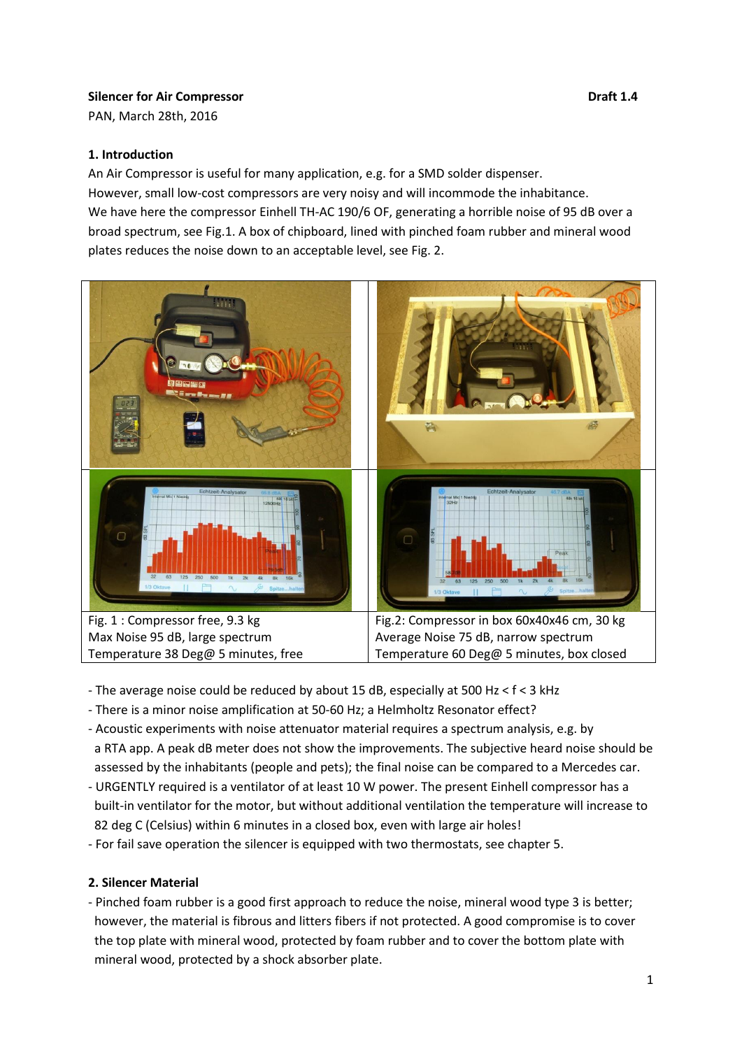**Silencer for Air Compressor** **Draft 1.4**

PAN, March 28th, 2016

## 1. Introduction

An Air Compressor is useful for many application, e.g. for a SMD solder dispenser.
However, small low-cost compressors are very noisy and will incommode the inhabitance.
We have here the compressor Einhell TH-AC 190/6 OF, generating a horrible noise of 95 dB over a broad spectrum, see Fig.1. A box of chipboard, lined with pinched foam rubber and mineral wood plates reduces the noise down to an acceptable level, see Fig. 2.

| Fig. 1 : Compressor free, 9.3 kg<br>Max Noise 95 dB, large spectrum<br>Temperature 38 Deg@ 5 minutes, free | Fig.2: Compressor in box 60x40x46 cm, 30 kg<br>Average Noise 75 dB, narrow spectrum<br>Temperature 60 Deg@ 5 minutes, box closed |
|---|---|

- The average noise could be reduced by about 15 dB, especially at 500 Hz < f < 3 kHz
- There is a minor noise amplification at 50-60 Hz; a Helmholtz Resonator effect?
- Acoustic experiments with noise attenuator material requires a spectrum analysis, e.g. by a RTA app. A peak dB meter does not show the improvements. The subjective heard noise should be assessed by the inhabitants (people and pets); the final noise can be compared to a Mercedes car.
- URGENTLY required is a ventilator of at least 10 W power. The present Einhell compressor has a built-in ventilator for the motor, but without additional ventilation the temperature will increase to 82 deg C (Celsius) within 6 minutes in a closed box, even with large air holes!
- For fail save operation the silencer is equipped with two thermostats, see chapter 5.

## 2. Silencer Material

- Pinched foam rubber is a good first approach to reduce the noise, mineral wood type 3 is better; however, the material is fibrous and litters fibers if not protected. A good compromise is to cover the top plate with mineral wood, protected by foam rubber and to cover the bottom plate with mineral wood, protected by a shock absorber plate.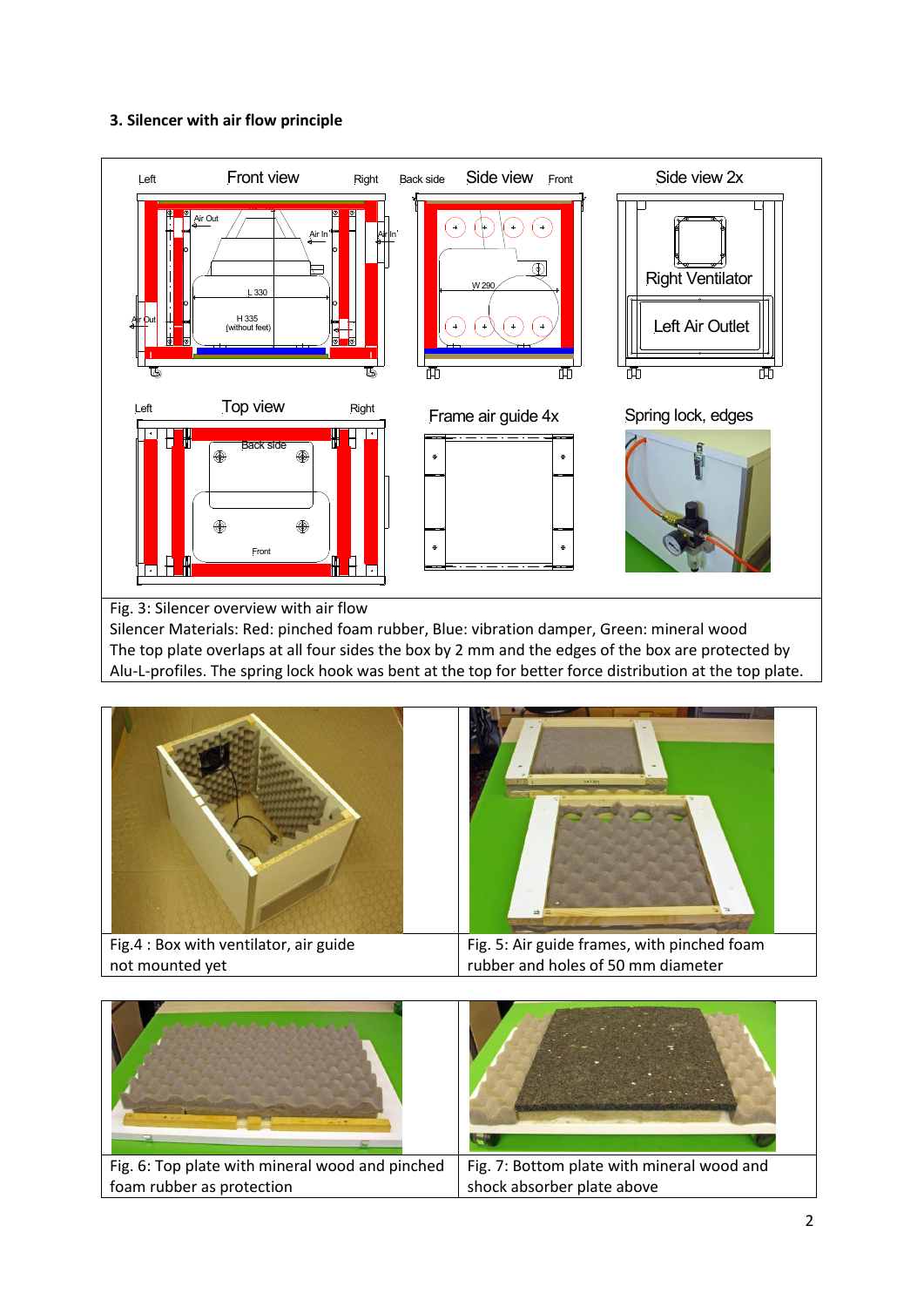**3. Silencer with air flow principle**

Fig. 3: Silencer overview with air flow
Silencer Materials: Red: pinched foam rubber, Blue: vibration damper, Green: mineral wood
The top plate overlaps at all four sides the box by 2 mm and the edges of the box are protected by Alu-L-profiles. The spring lock hook was bent at the top for better force distribution at the top plate.

Fig.4 : Box with ventilator, air guide not mounted yet

Fig. 5: Air guide frames, with pinched foam rubber and holes of 50 mm diameter

Fig. 6: Top plate with mineral wood and pinched foam rubber as protection

Fig. 7: Bottom plate with mineral wood and shock absorber plate above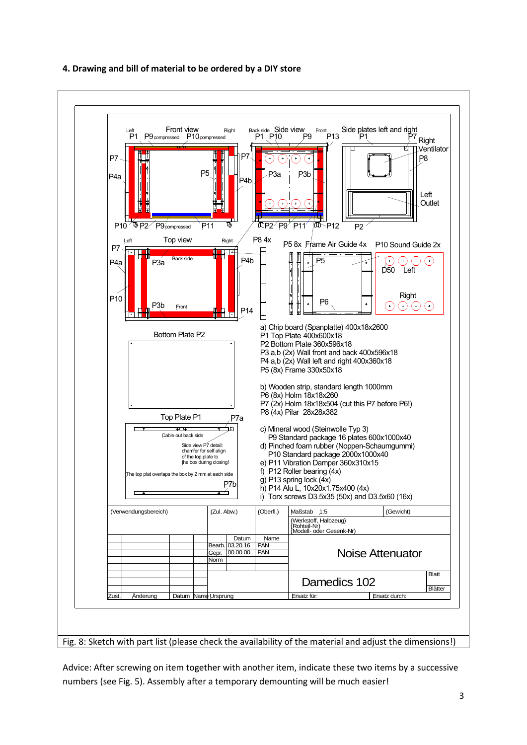### 4. Drawing and bill of material to be ordered by a DIY store

a) Chip board (Spanplatte) 400x18x2600
P1 Top Plate 400x600x18
P2 Bottom Plate 360x596x18
P3 a,b (2x) Wall front and back 400x596x18
P4 a,b (2x) Wall left and right 400x360x18
P5 (8x) Frame 330x50x18

b) Wooden strip, standard length 1000mm
P6 (8x) Holm 18x18x260
P7 (2x) Holm 18x18x504 (cut this P7 before P6!)
P8 (4x) Pilar 28x28x382

c) Mineral wood (Steinwolle Typ 3)
P9 Standard package 16 plates 600x1000x40
d) Pinched foam rubber (Noppen-Schaumgummi)
P10 Standard package 2000x1000x40
e) P11 Vibration Damper 360x310x15
f) P12 Roller bearing (4x)
g) P13 spring lock (4x)
h) P14 Alu L, 10x20x1.75x400 (4x)
i) Torx screws D3.5x35 (50x) and D3.5x60 (16x)

| (Verwendungsbereich) | (Zul. Abw.) | (Oberfl.) | Maßstab 1:5 | (Gewicht) |
|---|---|---|---|---|
| | | | (Werkstoff, Halbzeug) (Rohteil-Nr) (Modell- oder Gesenk-Nr) | |
| | Datum | Name | | |
| Bearb. | 03.20.16 | PAN | Noise Attenuator | |
| Gepr. | 00.00.00 | PAN | | |
| Norm | | | | |
| Zust. Änderung Datum Name | Ursprung | | Damedics 102 | Blatt / Blätter |
| | | | Ersatz für: | Ersatz durch: |

Fig. 8: Sketch with part list (please check the availability of the material and adjust the dimensions!)

Advice: After screwing on item together with another item, indicate these two items by a successive numbers (see Fig. 5). Assembly after a temporary demounting will be much easier!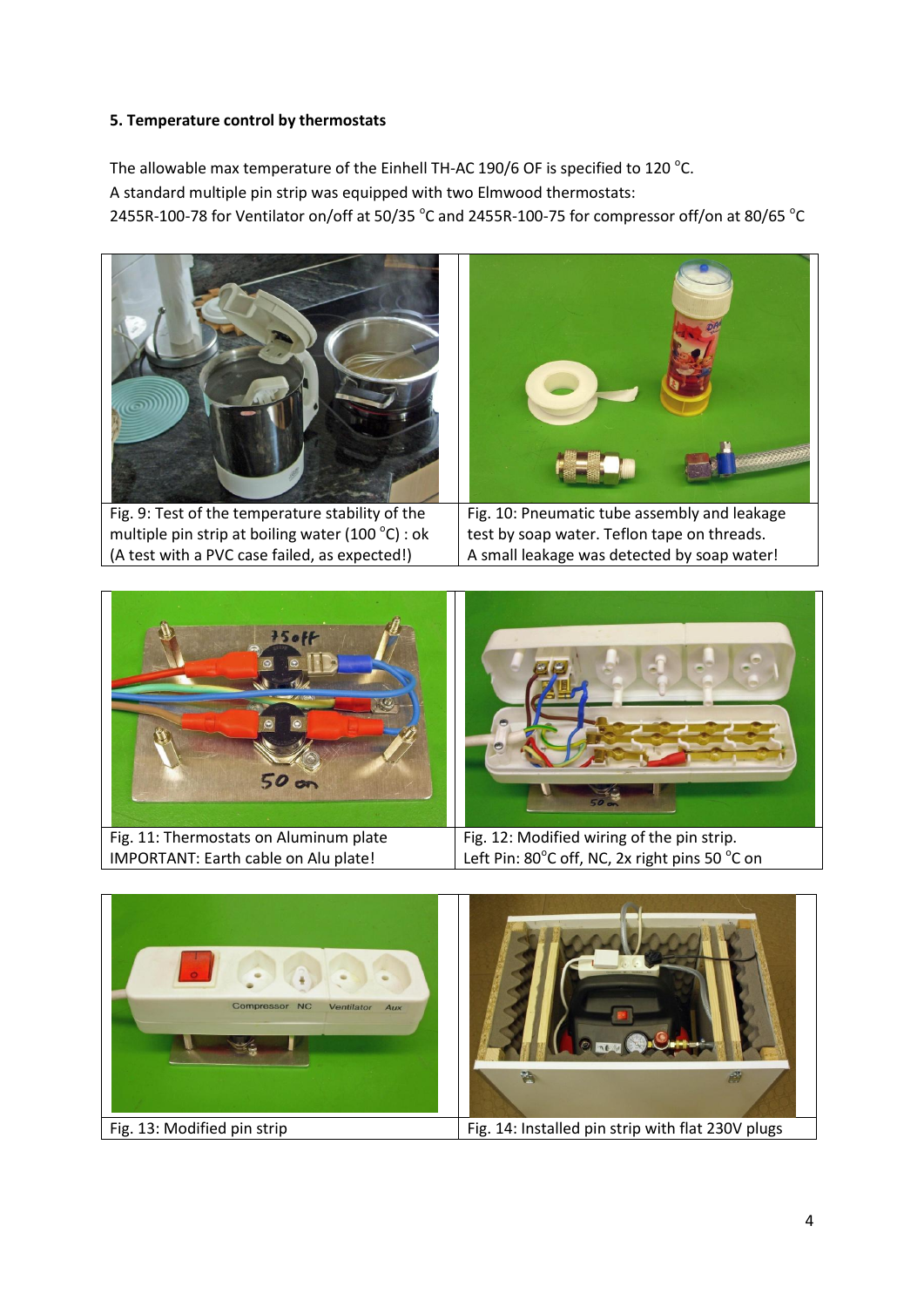**5. Temperature control by thermostats**

The allowable max temperature of the Einhell TH-AC 190/6 OF is specified to 120 °C.
A standard multiple pin strip was equipped with two Elmwood thermostats:
2455R-100-78 for Ventilator on/off at 50/35 °C and 2455R-100-75 for compressor off/on at 80/65 °C

Fig. 9: Test of the temperature stability of the multiple pin strip at boiling water (100 °C) : ok (A test with a PVC case failed, as expected!)

Fig. 10: Pneumatic tube assembly and leakage test by soap water. Teflon tape on threads. A small leakage was detected by soap water!

Fig. 11: Thermostats on Aluminum plate
IMPORTANT: Earth cable on Alu plate!

Fig. 12: Modified wiring of the pin strip.
Left Pin: 80°C off, NC, 2x right pins 50 °C on

Fig. 13: Modified pin strip

Fig. 14: Installed pin strip with flat 230V plugs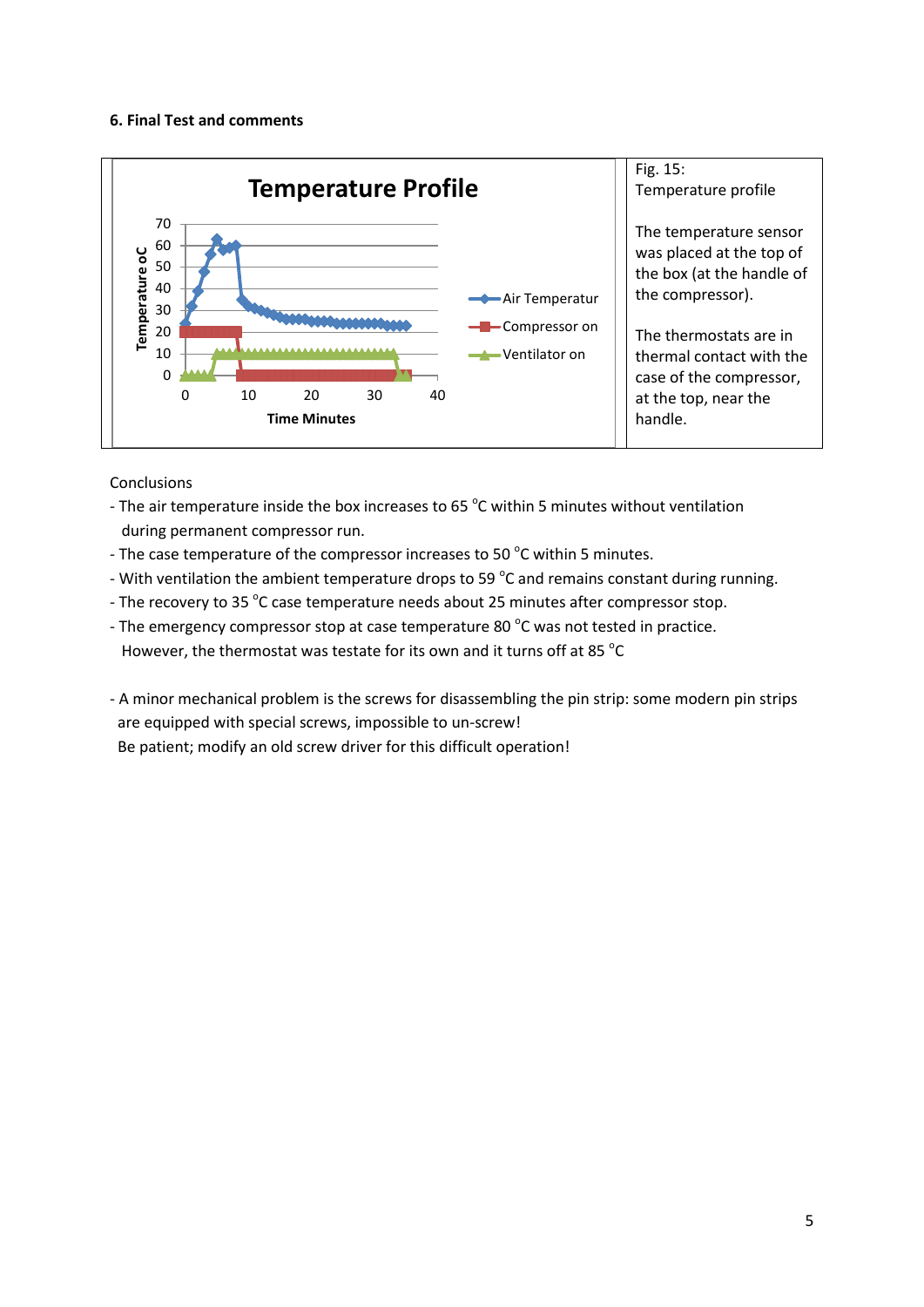### 6. Final Test and comments

Temperature Profile

70
60
50
40
30
20
10
0

Temperature oC

0
10
20
30
40

Time Minutes

Air Temperatur
Compressor on
Ventilator on

Fig. 15: Temperature profile

The temperature sensor was placed at the top of the box (at the handle of the compressor).

The thermostats are in thermal contact with the case of the compressor, at the top, near the handle.

Conclusions

- The air temperature inside the box increases to 65 °C within 5 minutes without ventilation during permanent compressor run.
- The case temperature of the compressor increases to 50 °C within 5 minutes.
- With ventilation the ambient temperature drops to 59 °C and remains constant during running.
- The recovery to 35 °C case temperature needs about 25 minutes after compressor stop.
- The emergency compressor stop at case temperature 80 °C was not tested in practice. However, the thermostat was testate for its own and it turns off at 85 °C

- A minor mechanical problem is the screws for disassembling the pin strip: some modern pin strips are equipped with special screws, impossible to un-screw!
  Be patient; modify an old screw driver for this difficult operation!